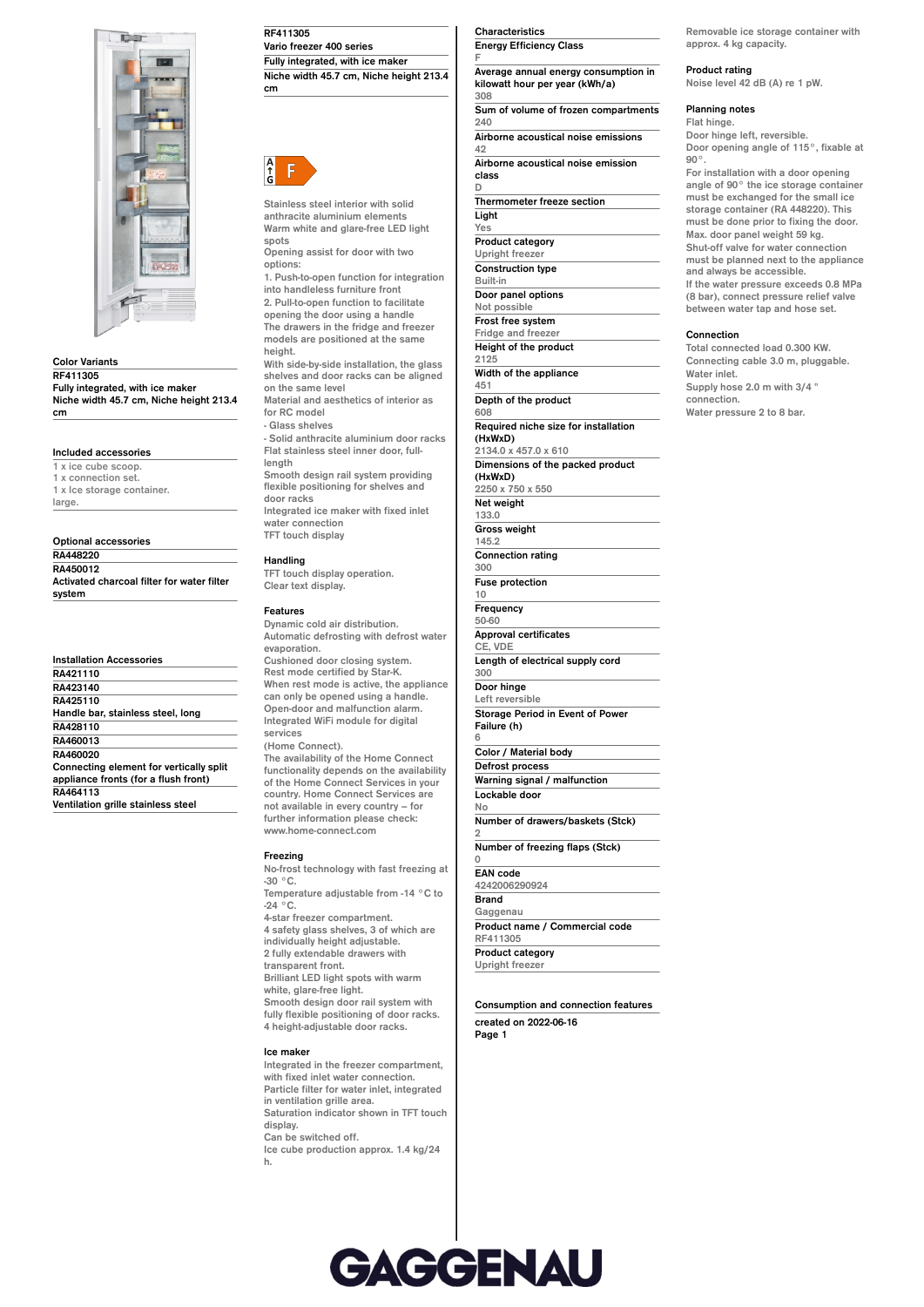## Color Variants

**RF411305**
Fully integrated, with ice maker
Niche width 45.7 cm, Niche height 213.4 cm

## Included accessories

1 x ice cube scoop.
1 x connection set.
1 x Ice storage container.
large.

## Optional accessories

**RA448220**

**RA450012**
Activated charcoal filter for water filter system

## Installation Accessories

**RA421110**

**RA423140**

**RA425110**
Handle bar, stainless steel, long

**RA428110**

**RA460013**

**RA460020**
Connecting element for vertically split appliance fronts (for a flush front)

**RA464113**
Ventilation grille stainless steel

**RF411305**
**Vario freezer 400 series**
**Fully integrated, with ice maker**
**Niche width 45.7 cm, Niche height 213.4 cm**

A ↑ G F

Stainless steel interior with solid anthracite aluminium elements
Warm white and glare-free LED light spots
Opening assist for door with two options:
1. Push-to-open function for integration into handleless furniture front
2. Pull-to-open function to facilitate opening the door using a handle
The drawers in the fridge and freezer models are positioned at the same height.
With side-by-side installation, the glass shelves and door racks can be aligned on the same level
Material and aesthetics of interior as for RC model
- Glass shelves
- Solid anthracite aluminium door racks
Flat stainless steel inner door, full-length
Smooth design rail system providing flexible positioning for shelves and door racks
Integrated ice maker with fixed inlet water connection
TFT touch display

## Handling

TFT touch display operation.
Clear text display.

## Features

Dynamic cold air distribution.
Automatic defrosting with defrost water evaporation.
Cushioned door closing system.
Rest mode certified by Star-K.
When rest mode is active, the appliance can only be opened using a handle.
Open-door and malfunction alarm.
Integrated WiFi module for digital services
(Home Connect).
The availability of the Home Connect functionality depends on the availability of the Home Connect Services in your country. Home Connect Services are not available in every country – for further information please check: www.home-connect.com

## Freezing

No-frost technology with fast freezing at -30 °C.
Temperature adjustable from -14 °C to -24 °C.
4-star freezer compartment.
4 safety glass shelves, 3 of which are individually height adjustable.
2 fully extendable drawers with transparent front.
Brilliant LED light spots with warm white, glare-free light.
Smooth design door rail system with fully flexible positioning of door racks.
4 height-adjustable door racks.

## Ice maker

Integrated in the freezer compartment, with fixed inlet water connection.
Particle filter for water inlet, integrated in ventilation grille area.
Saturation indicator shown in TFT touch display.
Can be switched off.
Ice cube production approx. 1.4 kg/24 h.

## Characteristics

**Energy Efficiency Class**
F

**Average annual energy consumption in kilowatt hour per year (kWh/a)**
308

**Sum of volume of frozen compartments**
240

**Airborne acoustical noise emissions**
42

**Airborne acoustical noise emission class**
D

**Thermometer freeze section**

**Light**
Yes

**Product category**
Upright freezer

**Construction type**
Built-in

**Door panel options**
Not possible

**Frost free system**
Fridge and freezer

**Height of the product**
2125

**Width of the appliance**
451

**Depth of the product**
608

**Required niche size for installation (HxWxD)**
2134.0 x 457.0 x 610

**Dimensions of the packed product (HxWxD)**
2250 x 750 x 550

**Net weight**
133.0

**Gross weight**
145.2

**Connection rating**
300

**Fuse protection**
10

**Frequency**
50-60

**Approval certificates**
CE, VDE

**Length of electrical supply cord**
300

**Door hinge**
Left reversible

**Storage Period in Event of Power Failure (h)**
6

**Color / Material body**

**Defrost process**

**Warning signal / malfunction**

**Lockable door**
No

**Number of drawers/baskets (Stck)**
2

**Number of freezing flaps (Stck)**
0

**EAN code**
4242006290924

**Brand**
Gaggenau

**Product name / Commercial code**
RF411305

**Product category**
Upright freezer

**Consumption and connection features**

created on 2022-06-16

Removable ice storage container with approx. 4 kg capacity.

## Product rating

Noise level 42 dB (A) re 1 pW.

## Planning notes

Flat hinge.
Door hinge left, reversible.
Door opening angle of 115°, fixable at 90°.
For installation with a door opening angle of 90° the ice storage container must be exchanged for the small ice storage container (RA 448220). This must be done prior to fixing the door.
Max. door panel weight 59 kg.
Shut-off valve for water connection must be planned next to the appliance and always be accessible.
If the water pressure exceeds 0.8 MPa (8 bar), connect pressure relief valve between water tap and hose set.

## Connection

Total connected load 0.300 KW.
Connecting cable 3.0 m, pluggable.
Water inlet.
Supply hose 2.0 m with 3/4 " connection.
Water pressure 2 to 8 bar.

GAGGENAU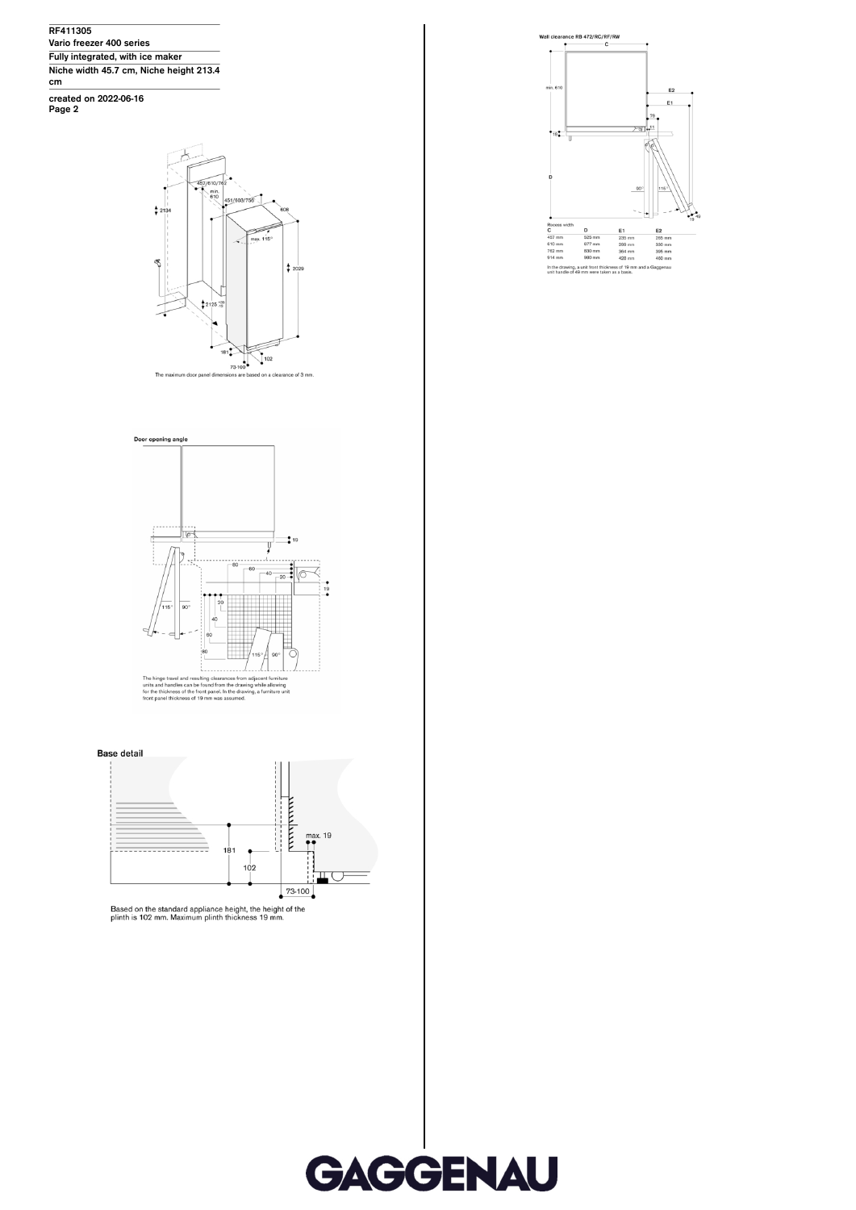RF411305
Vario freezer 400 series
Fully integrated, with ice maker
Niche width 45.7 cm, Niche height 213.4 cm

created on 2022-06-16

457/610/762
min. 610
451/603/756
608
2134
max. 115°
2029
2125 +25 -15
181
102
73-100

The maximum door panel dimensions are based on a clearance of 3 mm.

Door opening angle

19
60
60
40
20
19
20
40
60
80
115°
90°
115°
90°

The hinge travel and resulting clearances from adjacent furniture units and handles can be found from the drawing while allowing for the thickness of the front panel. In the drawing, a furniture unit front panel thickness of 19 mm was assumed.

Base detail

181
102
max. 19
73-100

Based on the standard appliance height, the height of the plinth is 102 mm. Maximum plinth thickness 19 mm.

Wall clearance RB 472/RC/RF/RW

C
min. 610
E2
E1
76
19
11
D
90°
115°
19
49

| Recess width C | D | E1 | E2 |
|---|---|---|---|
| 457 mm | 525 mm | 235 mm | 265 mm |
| 610 mm | 677 mm | 295 mm | 330 mm |
| 762 mm | 830 mm | 354 mm | 395 mm |
| 914 mm | 990 mm | 428 mm | 460 mm |

In the drawing, a unit front thickness of 19 mm and a Gaggenau unit handle of 49 mm were taken as a basis.